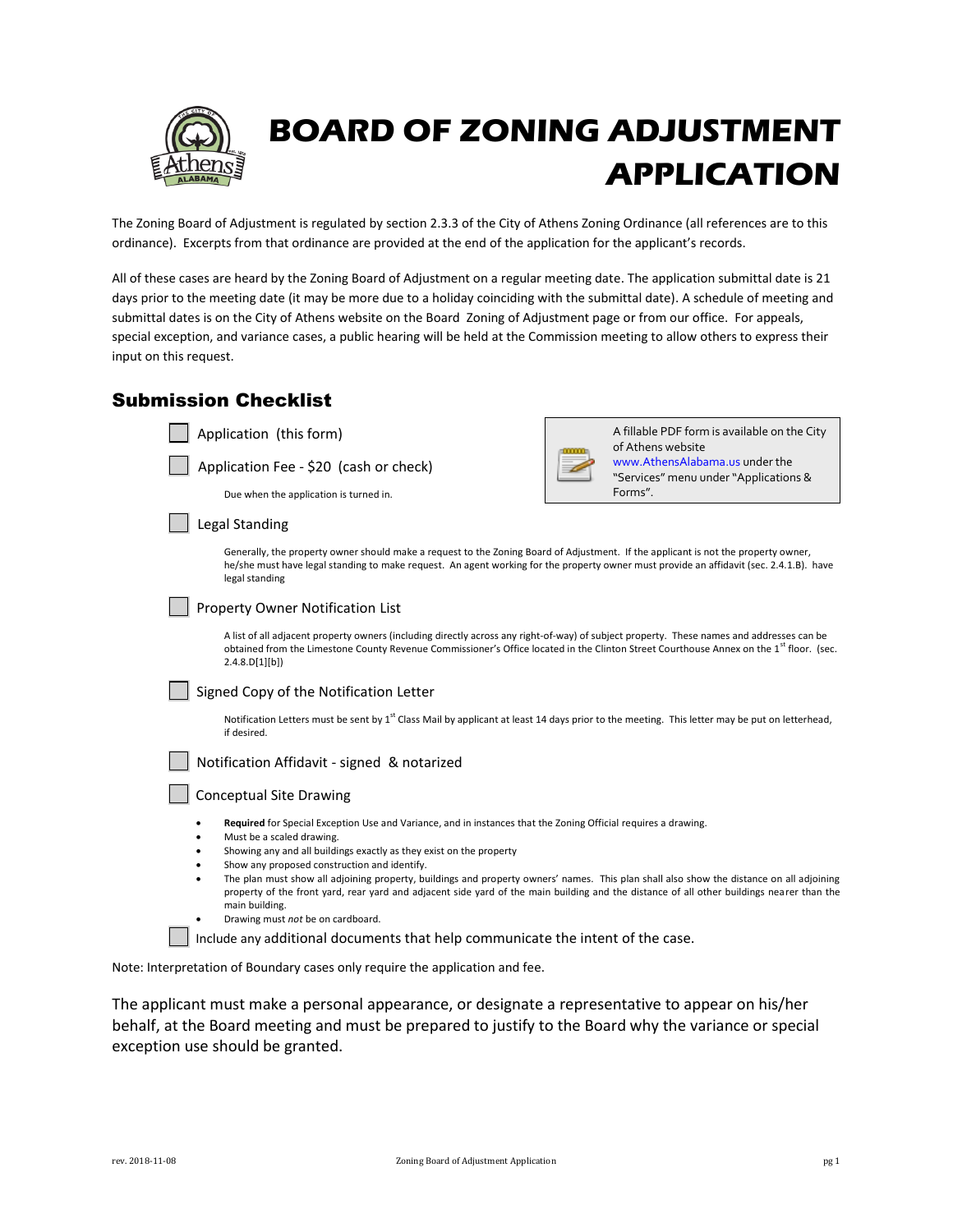# BOARD OF ZONING ADJUSTMENT APPLICATION

The Zoning Board of Adjustment is regulated by section 2.3.3 of the City of Athens Zoning Ordinance (all references are to this ordinance). Excerpts from that ordinance are provided at the end of the application for the applicant's records.

All of these cases are heard by the Zoning Board of Adjustment on a regular meeting date. The application submittal date is 21 days prior to the meeting date (it may be more due to a holiday coinciding with the submittal date). A schedule of meeting and submittal dates is on the City of Athens website on the Board Zoning of Adjustment page or from our office. For appeals, special exception, and variance cases, a public hearing will be held at the Commission meeting to allow others to express their input on this request.

## Submission Checklist

> A fillable PDF form is available on the City of Athens website www.AthensAlabama.us under the "Services" menu under "Applications & Forms".

- [ ] Application (this form)
- [ ] Application Fee - $20 (cash or check)

  Due when the application is turned in.

- [ ] Legal Standing

  Generally, the property owner should make a request to the Zoning Board of Adjustment. If the applicant is not the property owner, he/she must have legal standing to make request. An agent working for the property owner must provide an affidavit (sec. 2.4.1.B). have legal standing

- [ ] Property Owner Notification List

  A list of all adjacent property owners (including directly across any right-of-way) of subject property. These names and addresses can be obtained from the Limestone County Revenue Commissioner's Office located in the Clinton Street Courthouse Annex on the 1st floor. (sec. 2.4.8.D[1][b])

- [ ] Signed Copy of the Notification Letter

  Notification Letters must be sent by 1st Class Mail by applicant at least 14 days prior to the meeting. This letter may be put on letterhead, if desired.

- [ ] Notification Affidavit - signed & notarized
- [ ] Conceptual Site Drawing
  - **Required** for Special Exception Use and Variance, and in instances that the Zoning Official requires a drawing.
  - Must be a scaled drawing.
  - Showing any and all buildings exactly as they exist on the property
  - Show any proposed construction and identify.
  - The plan must show all adjoining property, buildings and property owners' names. This plan shall also show the distance on all adjoining property of the front yard, rear yard and adjacent side yard of the main building and the distance of all other buildings nearer than the main building.
  - Drawing must *not* be on cardboard.
- [ ] Include any additional documents that help communicate the intent of the case.

Note: Interpretation of Boundary cases only require the application and fee.

The applicant must make a personal appearance, or designate a representative to appear on his/her behalf, at the Board meeting and must be prepared to justify to the Board why the variance or special exception use should be granted.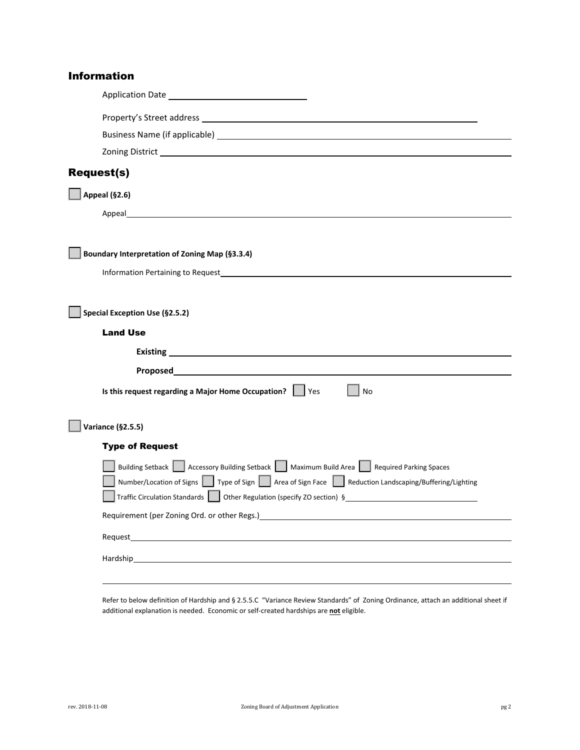## Information

Application Date ______________________________

Property's Street address ______________________________

Business Name (if applicable) ______________________________

Zoning District ______________________________

## Request(s)

☐ **Appeal (§2.6)**

Appeal ______________________________

☐ **Boundary Interpretation of Zoning Map (§3.3.4)**

Information Pertaining to Request ______________________________

☐ **Special Exception Use (§2.5.2)**

### Land Use

**Existing** ______________________________

**Proposed** ______________________________

**Is this request regarding a Major Home Occupation?** ☐ Yes ☐ No

☐ **Variance (§2.5.5)**

### Type of Request

☐ Building Setback ☐ Accessory Building Setback ☐ Maximum Build Area ☐ Required Parking Spaces

☐ Number/Location of Signs ☐ Type of Sign ☐ Area of Sign Face ☐ Reduction Landscaping/Buffering/Lighting

☐ Traffic Circulation Standards ☐ Other Regulation (specify ZO section) § ______________________________

Requirement (per Zoning Ord. or other Regs.) ______________________________

Request ______________________________

Hardship ______________________________

______________________________

Refer to below definition of Hardship and § 2.5.5.C "Variance Review Standards" of Zoning Ordinance, attach an additional sheet if additional explanation is needed. Economic or self-created hardships are **not** eligible.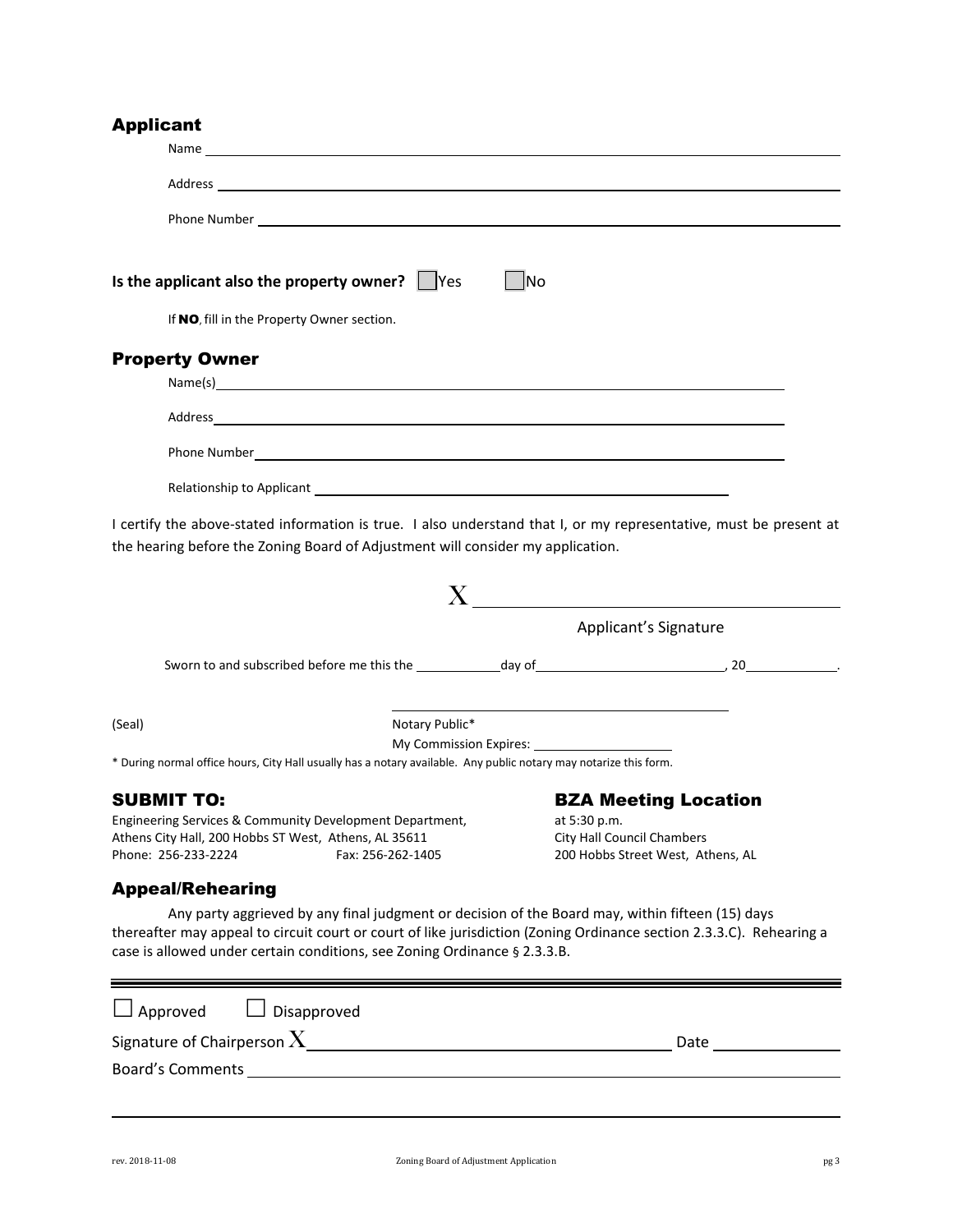## Applicant

Name \_\_\_\_\_\_\_\_\_\_\_\_\_\_\_\_\_\_\_\_\_\_\_\_\_\_\_\_\_\_\_\_\_\_\_\_\_\_\_\_

Address \_\_\_\_\_\_\_\_\_\_\_\_\_\_\_\_\_\_\_\_\_\_\_\_\_\_\_\_\_\_\_\_\_\_\_\_\_\_\_\_

Phone Number \_\_\_\_\_\_\_\_\_\_\_\_\_\_\_\_\_\_\_\_\_\_\_\_\_\_\_\_\_\_\_\_\_\_\_\_\_\_\_\_

**Is the applicant also the property owner?** ☐ Yes ☐ No

If **NO**, fill in the Property Owner section.

## Property Owner

Name(s) \_\_\_\_\_\_\_\_\_\_\_\_\_\_\_\_\_\_\_\_\_\_\_\_\_\_\_\_\_\_\_\_\_\_\_\_\_\_\_\_

Address \_\_\_\_\_\_\_\_\_\_\_\_\_\_\_\_\_\_\_\_\_\_\_\_\_\_\_\_\_\_\_\_\_\_\_\_\_\_\_\_

Phone Number \_\_\_\_\_\_\_\_\_\_\_\_\_\_\_\_\_\_\_\_\_\_\_\_\_\_\_\_\_\_\_\_\_\_\_\_\_\_\_\_

Relationship to Applicant \_\_\_\_\_\_\_\_\_\_\_\_\_\_\_\_\_\_\_\_\_\_\_\_\_\_\_\_\_\_\_\_

I certify the above-stated information is true. I also understand that I, or my representative, must be present at the hearing before the Zoning Board of Adjustment will consider my application.

X \_\_\_\_\_\_\_\_\_\_\_\_\_\_\_\_\_\_\_\_\_\_\_\_\_\_\_\_\_\_\_\_

Applicant's Signature

Sworn to and subscribed before me this the \_\_\_\_\_\_\_\_ day of \_\_\_\_\_\_\_\_\_\_\_\_\_\_\_\_, 20\_\_\_\_\_\_\_\_.

(Seal)

\_\_\_\_\_\_\_\_\_\_\_\_\_\_\_\_\_\_\_\_\_\_\_\_\_\_\_\_\_\_\_\_

Notary Public*

My Commission Expires: \_\_\_\_\_\_\_\_\_\_\_\_\_\_

* During normal office hours, City Hall usually has a notary available. Any public notary may notarize this form.

## SUBMIT TO:

Engineering Services & Community Development Department,
Athens City Hall, 200 Hobbs ST West, Athens, AL 35611
Phone: 256-233-2224 Fax: 256-262-1405

## BZA Meeting Location

at 5:30 p.m.
City Hall Council Chambers
200 Hobbs Street West, Athens, AL

## Appeal/Rehearing

Any party aggrieved by any final judgment or decision of the Board may, within fifteen (15) days thereafter may appeal to circuit court or court of like jurisdiction (Zoning Ordinance section 2.3.3.C). Rehearing a case is allowed under certain conditions, see Zoning Ordinance § 2.3.3.B.

---

☐ Approved ☐ Disapproved

Signature of Chairperson X \_\_\_\_\_\_\_\_\_\_\_\_\_\_\_\_\_\_\_\_\_\_\_\_\_\_\_\_\_\_\_\_ Date \_\_\_\_\_\_\_\_\_\_\_\_

Board's Comments \_\_\_\_\_\_\_\_\_\_\_\_\_\_\_\_\_\_\_\_\_\_\_\_\_\_\_\_\_\_\_\_\_\_\_\_\_\_\_\_

\_\_\_\_\_\_\_\_\_\_\_\_\_\_\_\_\_\_\_\_\_\_\_\_\_\_\_\_\_\_\_\_\_\_\_\_\_\_\_\_\_\_\_\_\_\_\_\_\_\_\_\_\_\_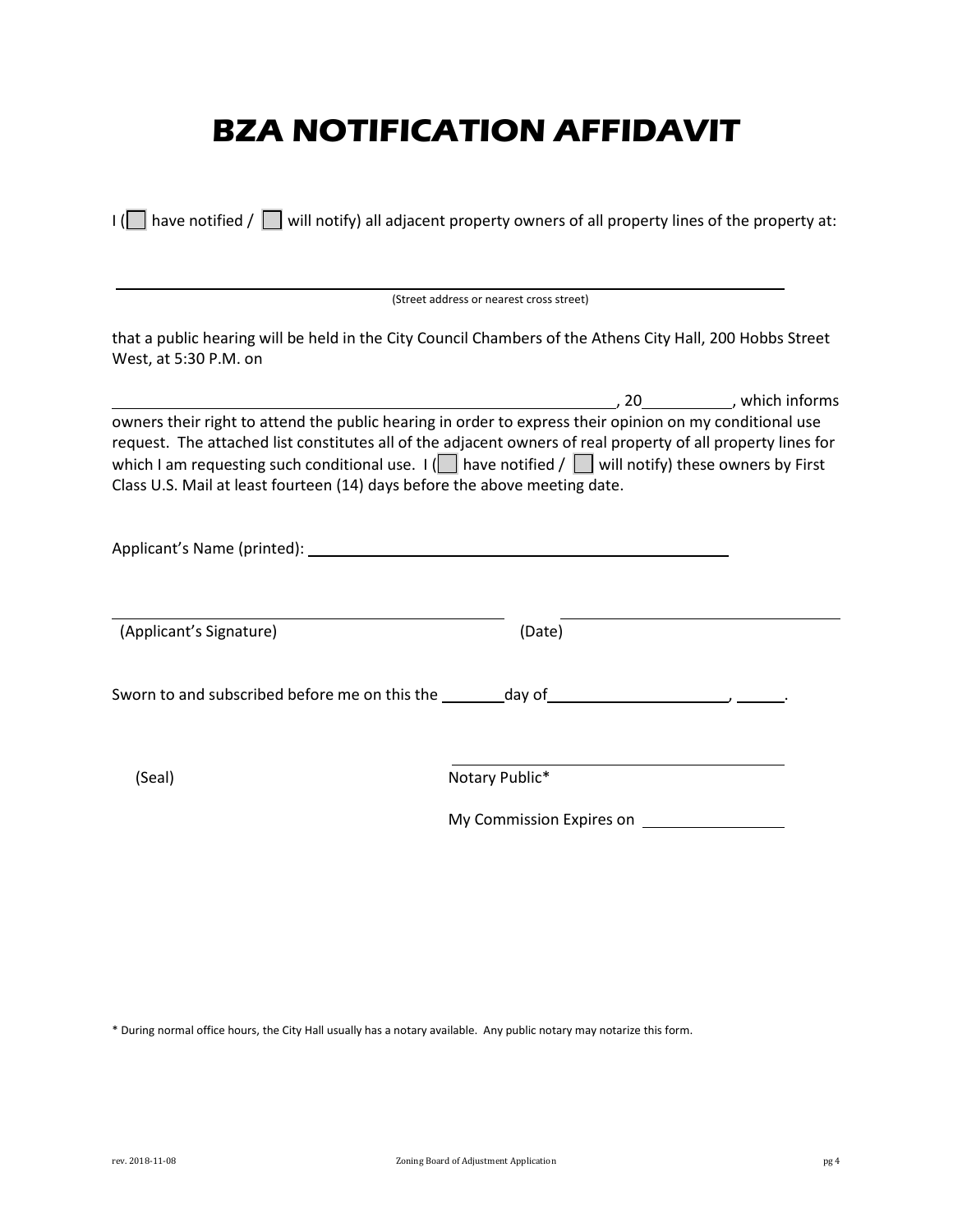# BZA NOTIFICATION AFFIDAVIT

I (☐ have notified / ☐ will notify) all adjacent property owners of all property lines of the property at:

\_\_\_\_\_\_\_\_\_\_\_\_\_\_\_\_\_\_\_\_\_\_\_\_\_\_\_\_\_\_\_\_\_\_\_\_\_\_\_\_\_\_\_\_\_\_\_\_\_\_\_\_\_\_\_\_\_\_\_\_\_\_\_\_\_\_\_\_\_\_
(Street address or nearest cross street)

that a public hearing will be held in the City Council Chambers of the Athens City Hall, 200 Hobbs Street West, at 5:30 P.M. on

\_\_\_\_\_\_\_\_\_\_\_\_\_\_\_\_\_\_\_\_\_\_\_\_\_\_\_\_\_\_\_\_\_\_\_\_\_\_\_\_\_\_\_\_\_\_\_\_\_\_\_\_, 20\_\_\_\_\_\_\_\_, which informs owners their right to attend the public hearing in order to express their opinion on my conditional use request. The attached list constitutes all of the adjacent owners of real property of all property lines for which I am requesting such conditional use. I (☐ have notified / ☐ will notify) these owners by First Class U.S. Mail at least fourteen (14) days before the above meeting date.

Applicant's Name (printed): \_\_\_\_\_\_\_\_\_\_\_\_\_\_\_\_\_\_\_\_\_\_\_\_\_\_\_\_\_\_\_\_\_\_\_\_\_\_\_\_\_\_\_\_

\_\_\_\_\_\_\_\_\_\_\_\_\_\_\_\_\_\_\_\_\_\_\_\_\_\_\_\_\_\_\_\_\_\_\_\_\_\_ \_\_\_\_\_\_\_\_\_\_\_\_\_\_\_\_\_\_\_\_\_\_\_\_\_\_\_\_\_\_\_\_
(Applicant's Signature) (Date)

Sworn to and subscribed before me on this the \_\_\_\_\_\_\_ day of \_\_\_\_\_\_\_\_\_\_\_\_\_\_\_\_\_\_\_\_, \_\_\_\_\_.

(Seal)

\_\_\_\_\_\_\_\_\_\_\_\_\_\_\_\_\_\_\_\_\_\_\_\_\_\_\_\_\_\_\_\_\_\_\_\_
Notary Public*

My Commission Expires on \_\_\_\_\_\_\_\_\_\_\_\_\_\_\_\_

\* During normal office hours, the City Hall usually has a notary available. Any public notary may notarize this form.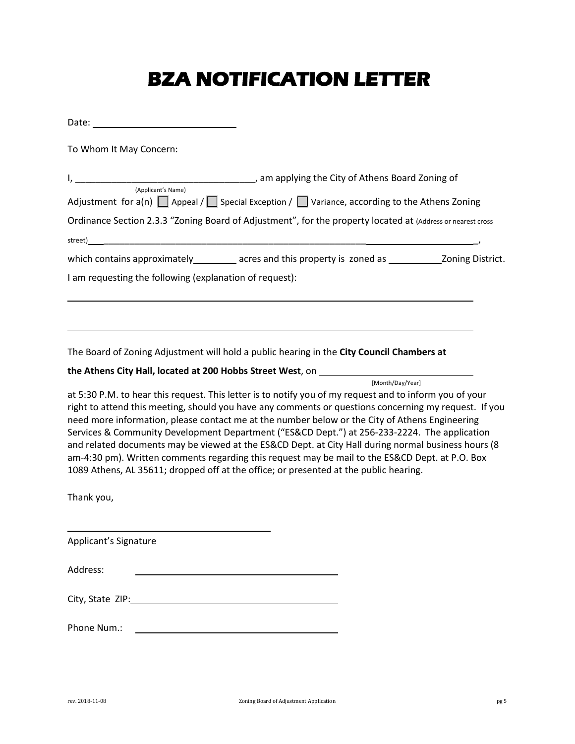# BZA NOTIFICATION LETTER

Date: ____________________________

To Whom It May Concern:

I, ___________________________________, am applying the City of Athens Board Zoning of
(Applicant's Name)
Adjustment for a(n) ☐ Appeal / ☐ Special Exception / ☐ Variance, according to the Athens Zoning Ordinance Section 2.3.3 "Zoning Board of Adjustment", for the property located at (Address or nearest cross street)_______________________________________________________________________________,
which contains approximately________ acres and this property is zoned as __________Zoning District.

I am requesting the following (explanation of request):

_______________________________________________________________________________

_______________________________________________________________________________

The Board of Zoning Adjustment will hold a public hearing in the **City Council Chambers at the Athens City Hall, located at 200 Hobbs Street West**, on ______________________________
[Month/Day/Year]
at 5:30 P.M. to hear this request. This letter is to notify you of my request and to inform you of your right to attend this meeting, should you have any comments or questions concerning my request. If you need more information, please contact me at the number below or the City of Athens Engineering Services & Community Development Department ("ES&CD Dept.") at 256-233-2224. The application and related documents may be viewed at the ES&CD Dept. at City Hall during normal business hours (8 am-4:30 pm). Written comments regarding this request may be mail to the ES&CD Dept. at P.O. Box 1089 Athens, AL 35611; dropped off at the office; or presented at the public hearing.

Thank you,

_______________________________________
Applicant's Signature

Address: _______________________________________

City, State ZIP: _______________________________________

Phone Num.: _______________________________________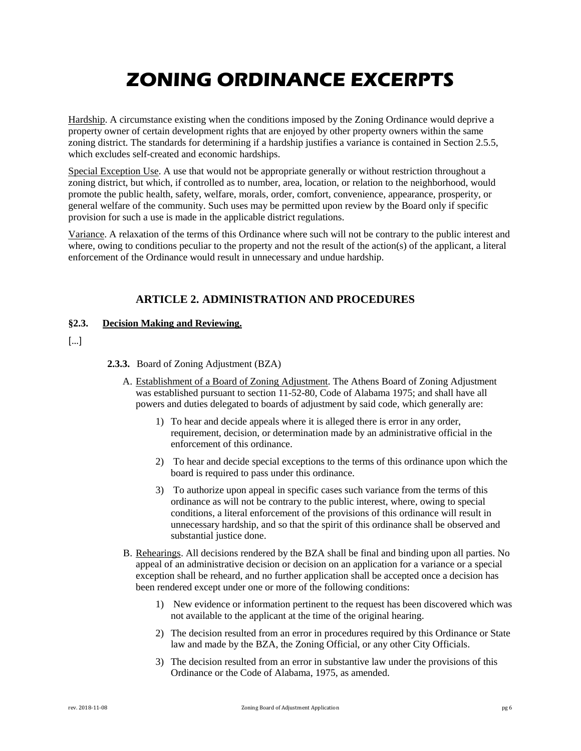# ZONING ORDINANCE EXCERPTS

Hardship. A circumstance existing when the conditions imposed by the Zoning Ordinance would deprive a property owner of certain development rights that are enjoyed by other property owners within the same zoning district. The standards for determining if a hardship justifies a variance is contained in Section 2.5.5, which excludes self-created and economic hardships.

Special Exception Use. A use that would not be appropriate generally or without restriction throughout a zoning district, but which, if controlled as to number, area, location, or relation to the neighborhood, would promote the public health, safety, welfare, morals, order, comfort, convenience, appearance, prosperity, or general welfare of the community. Such uses may be permitted upon review by the Board only if specific provision for such a use is made in the applicable district regulations.

Variance. A relaxation of the terms of this Ordinance where such will not be contrary to the public interest and where, owing to conditions peculiar to the property and not the result of the action(s) of the applicant, a literal enforcement of the Ordinance would result in unnecessary and undue hardship.

## ARTICLE 2. ADMINISTRATION AND PROCEDURES

### §2.3. Decision Making and Reviewing.

[...]

**2.3.3.** Board of Zoning Adjustment (BZA)

A. Establishment of a Board of Zoning Adjustment. The Athens Board of Zoning Adjustment was established pursuant to section 11-52-80, Code of Alabama 1975; and shall have all powers and duties delegated to boards of adjustment by said code, which generally are:

1) To hear and decide appeals where it is alleged there is error in any order, requirement, decision, or determination made by an administrative official in the enforcement of this ordinance.

2) To hear and decide special exceptions to the terms of this ordinance upon which the board is required to pass under this ordinance.

3) To authorize upon appeal in specific cases such variance from the terms of this ordinance as will not be contrary to the public interest, where, owing to special conditions, a literal enforcement of the provisions of this ordinance will result in unnecessary hardship, and so that the spirit of this ordinance shall be observed and substantial justice done.

B. Rehearings. All decisions rendered by the BZA shall be final and binding upon all parties. No appeal of an administrative decision or decision on an application for a variance or a special exception shall be reheard, and no further application shall be accepted once a decision has been rendered except under one or more of the following conditions:

1) New evidence or information pertinent to the request has been discovered which was not available to the applicant at the time of the original hearing.

2) The decision resulted from an error in procedures required by this Ordinance or State law and made by the BZA, the Zoning Official, or any other City Officials.

3) The decision resulted from an error in substantive law under the provisions of this Ordinance or the Code of Alabama, 1975, as amended.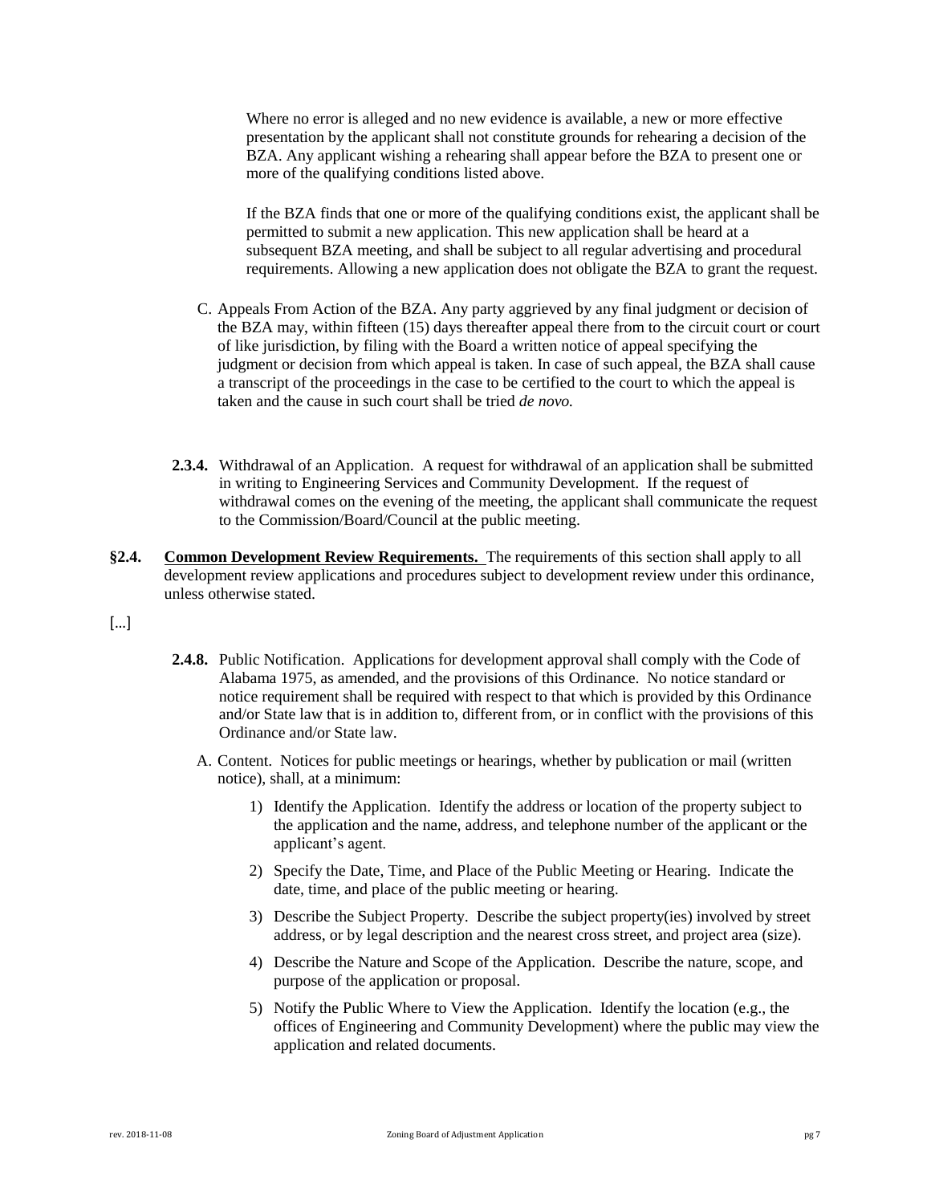Where no error is alleged and no new evidence is available, a new or more effective presentation by the applicant shall not constitute grounds for rehearing a decision of the BZA. Any applicant wishing a rehearing shall appear before the BZA to present one or more of the qualifying conditions listed above.

If the BZA finds that one or more of the qualifying conditions exist, the applicant shall be permitted to submit a new application. This new application shall be heard at a subsequent BZA meeting, and shall be subject to all regular advertising and procedural requirements. Allowing a new application does not obligate the BZA to grant the request.

C. Appeals From Action of the BZA. Any party aggrieved by any final judgment or decision of the BZA may, within fifteen (15) days thereafter appeal there from to the circuit court or court of like jurisdiction, by filing with the Board a written notice of appeal specifying the judgment or decision from which appeal is taken. In case of such appeal, the BZA shall cause a transcript of the proceedings in the case to be certified to the court to which the appeal is taken and the cause in such court shall be tried *de novo.*

**2.3.4.** Withdrawal of an Application. A request for withdrawal of an application shall be submitted in writing to Engineering Services and Community Development. If the request of withdrawal comes on the evening of the meeting, the applicant shall communicate the request to the Commission/Board/Council at the public meeting.

**§2.4. Common Development Review Requirements.** The requirements of this section shall apply to all development review applications and procedures subject to development review under this ordinance, unless otherwise stated.

[...]

**2.4.8.** Public Notification. Applications for development approval shall comply with the Code of Alabama 1975, as amended, and the provisions of this Ordinance. No notice standard or notice requirement shall be required with respect to that which is provided by this Ordinance and/or State law that is in addition to, different from, or in conflict with the provisions of this Ordinance and/or State law.

A. Content. Notices for public meetings or hearings, whether by publication or mail (written notice), shall, at a minimum:

1) Identify the Application. Identify the address or location of the property subject to the application and the name, address, and telephone number of the applicant or the applicant's agent.

2) Specify the Date, Time, and Place of the Public Meeting or Hearing. Indicate the date, time, and place of the public meeting or hearing.

3) Describe the Subject Property. Describe the subject property(ies) involved by street address, or by legal description and the nearest cross street, and project area (size).

4) Describe the Nature and Scope of the Application. Describe the nature, scope, and purpose of the application or proposal.

5) Notify the Public Where to View the Application. Identify the location (e.g., the offices of Engineering and Community Development) where the public may view the application and related documents.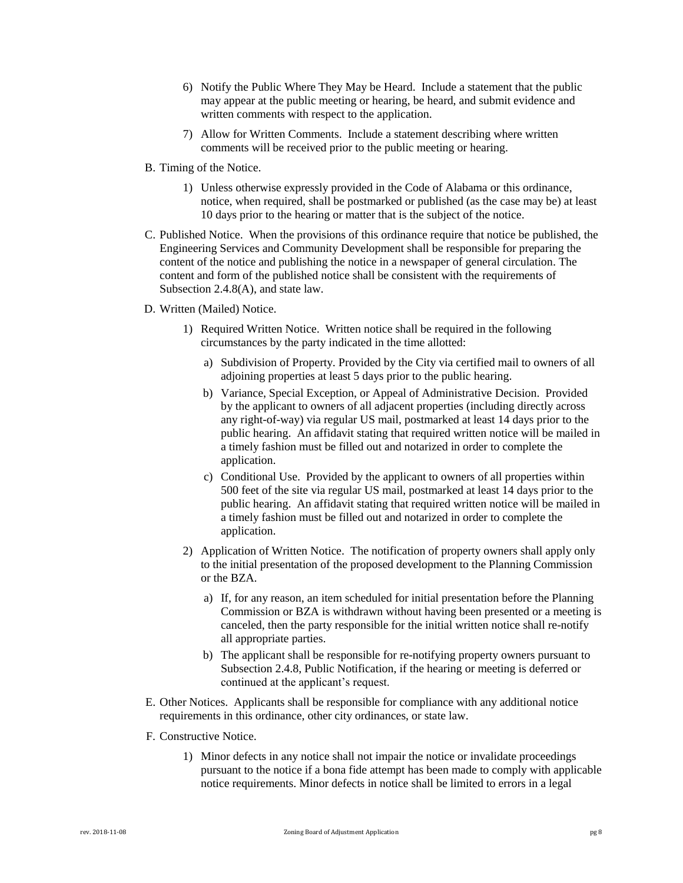6) Notify the Public Where They May be Heard. Include a statement that the public may appear at the public meeting or hearing, be heard, and submit evidence and written comments with respect to the application.

7) Allow for Written Comments. Include a statement describing where written comments will be received prior to the public meeting or hearing.

B. Timing of the Notice.

1) Unless otherwise expressly provided in the Code of Alabama or this ordinance, notice, when required, shall be postmarked or published (as the case may be) at least 10 days prior to the hearing or matter that is the subject of the notice.

C. Published Notice. When the provisions of this ordinance require that notice be published, the Engineering Services and Community Development shall be responsible for preparing the content of the notice and publishing the notice in a newspaper of general circulation. The content and form of the published notice shall be consistent with the requirements of Subsection 2.4.8(A), and state law.

D. Written (Mailed) Notice.

1) Required Written Notice. Written notice shall be required in the following circumstances by the party indicated in the time allotted:

a) Subdivision of Property. Provided by the City via certified mail to owners of all adjoining properties at least 5 days prior to the public hearing.

b) Variance, Special Exception, or Appeal of Administrative Decision. Provided by the applicant to owners of all adjacent properties (including directly across any right-of-way) via regular US mail, postmarked at least 14 days prior to the public hearing. An affidavit stating that required written notice will be mailed in a timely fashion must be filled out and notarized in order to complete the application.

c) Conditional Use. Provided by the applicant to owners of all properties within 500 feet of the site via regular US mail, postmarked at least 14 days prior to the public hearing. An affidavit stating that required written notice will be mailed in a timely fashion must be filled out and notarized in order to complete the application.

2) Application of Written Notice. The notification of property owners shall apply only to the initial presentation of the proposed development to the Planning Commission or the BZA.

a) If, for any reason, an item scheduled for initial presentation before the Planning Commission or BZA is withdrawn without having been presented or a meeting is canceled, then the party responsible for the initial written notice shall re-notify all appropriate parties.

b) The applicant shall be responsible for re-notifying property owners pursuant to Subsection 2.4.8, Public Notification, if the hearing or meeting is deferred or continued at the applicant's request.

E. Other Notices. Applicants shall be responsible for compliance with any additional notice requirements in this ordinance, other city ordinances, or state law.

F. Constructive Notice.

1) Minor defects in any notice shall not impair the notice or invalidate proceedings pursuant to the notice if a bona fide attempt has been made to comply with applicable notice requirements. Minor defects in notice shall be limited to errors in a legal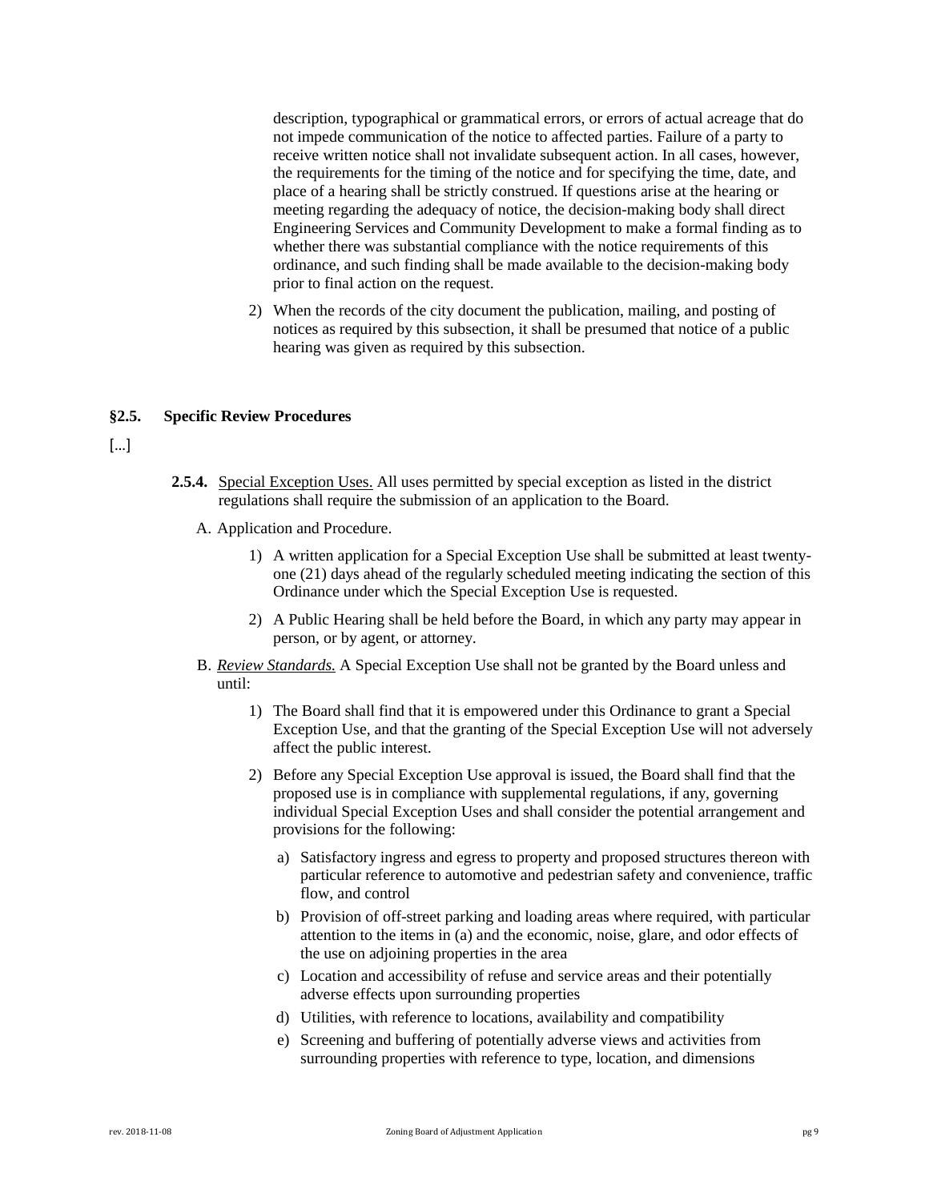description, typographical or grammatical errors, or errors of actual acreage that do not impede communication of the notice to affected parties. Failure of a party to receive written notice shall not invalidate subsequent action. In all cases, however, the requirements for the timing of the notice and for specifying the time, date, and place of a hearing shall be strictly construed. If questions arise at the hearing or meeting regarding the adequacy of notice, the decision-making body shall direct Engineering Services and Community Development to make a formal finding as to whether there was substantial compliance with the notice requirements of this ordinance, and such finding shall be made available to the decision-making body prior to final action on the request.

2) When the records of the city document the publication, mailing, and posting of notices as required by this subsection, it shall be presumed that notice of a public hearing was given as required by this subsection.

## §2.5. Specific Review Procedures

[...]

**2.5.4.** Special Exception Uses. All uses permitted by special exception as listed in the district regulations shall require the submission of an application to the Board.

A. Application and Procedure.

1) A written application for a Special Exception Use shall be submitted at least twenty-one (21) days ahead of the regularly scheduled meeting indicating the section of this Ordinance under which the Special Exception Use is requested.

2) A Public Hearing shall be held before the Board, in which any party may appear in person, or by agent, or attorney.

B. *Review Standards.* A Special Exception Use shall not be granted by the Board unless and until:

1) The Board shall find that it is empowered under this Ordinance to grant a Special Exception Use, and that the granting of the Special Exception Use will not adversely affect the public interest.

2) Before any Special Exception Use approval is issued, the Board shall find that the proposed use is in compliance with supplemental regulations, if any, governing individual Special Exception Uses and shall consider the potential arrangement and provisions for the following:

a) Satisfactory ingress and egress to property and proposed structures thereon with particular reference to automotive and pedestrian safety and convenience, traffic flow, and control

b) Provision of off-street parking and loading areas where required, with particular attention to the items in (a) and the economic, noise, glare, and odor effects of the use on adjoining properties in the area

c) Location and accessibility of refuse and service areas and their potentially adverse effects upon surrounding properties

d) Utilities, with reference to locations, availability and compatibility

e) Screening and buffering of potentially adverse views and activities from surrounding properties with reference to type, location, and dimensions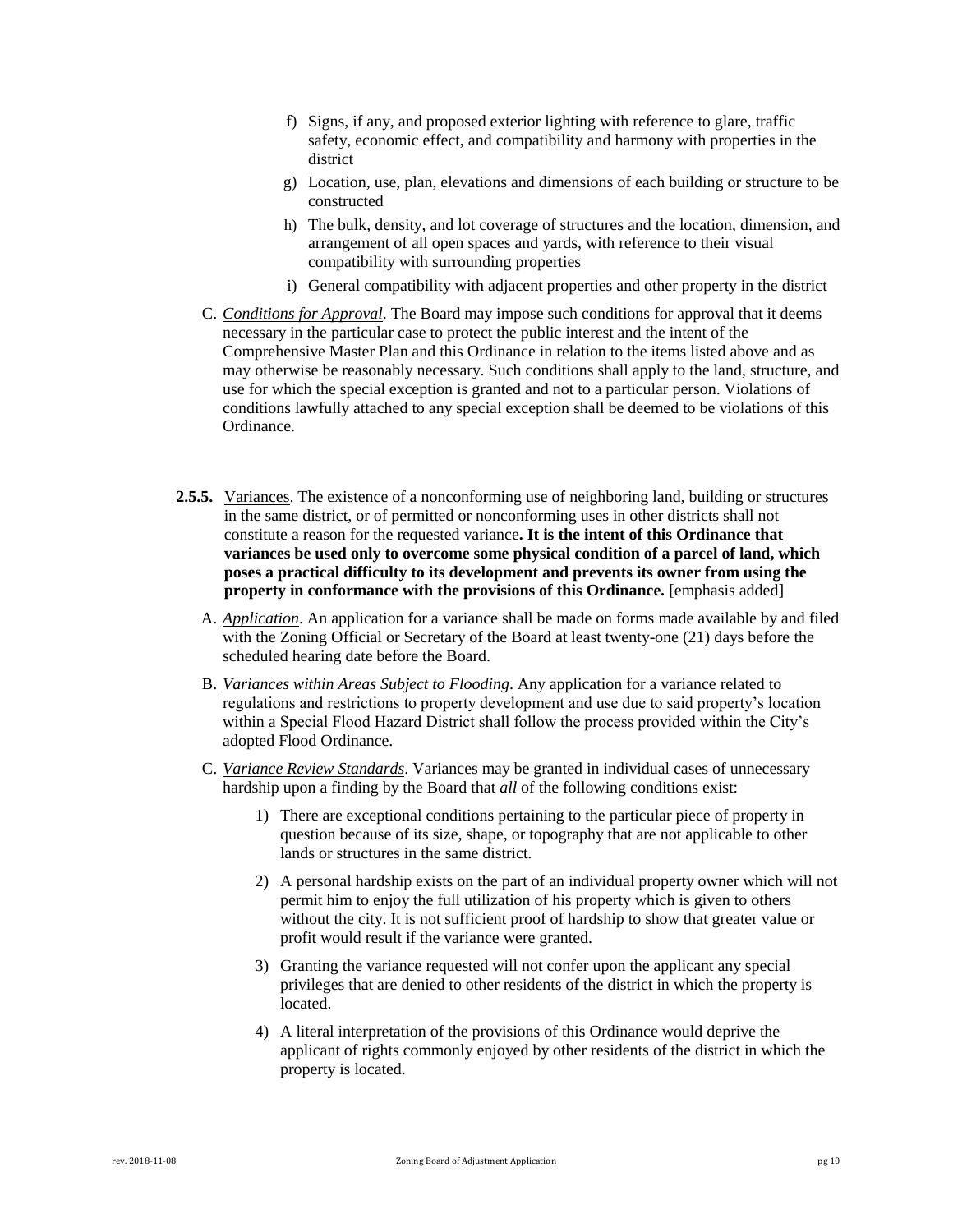f) Signs, if any, and proposed exterior lighting with reference to glare, traffic safety, economic effect, and compatibility and harmony with properties in the district

g) Location, use, plan, elevations and dimensions of each building or structure to be constructed

h) The bulk, density, and lot coverage of structures and the location, dimension, and arrangement of all open spaces and yards, with reference to their visual compatibility with surrounding properties

i) General compatibility with adjacent properties and other property in the district

C. *Conditions for Approval*. The Board may impose such conditions for approval that it deems necessary in the particular case to protect the public interest and the intent of the Comprehensive Master Plan and this Ordinance in relation to the items listed above and as may otherwise be reasonably necessary. Such conditions shall apply to the land, structure, and use for which the special exception is granted and not to a particular person. Violations of conditions lawfully attached to any special exception shall be deemed to be violations of this Ordinance.

**2.5.5.** Variances. The existence of a nonconforming use of neighboring land, building or structures in the same district, or of permitted or nonconforming uses in other districts shall not constitute a reason for the requested variance**. It is the intent of this Ordinance that variances be used only to overcome some physical condition of a parcel of land, which poses a practical difficulty to its development and prevents its owner from using the property in conformance with the provisions of this Ordinance.** [emphasis added]

A. *Application*. An application for a variance shall be made on forms made available by and filed with the Zoning Official or Secretary of the Board at least twenty-one (21) days before the scheduled hearing date before the Board.

B. *Variances within Areas Subject to Flooding*. Any application for a variance related to regulations and restrictions to property development and use due to said property's location within a Special Flood Hazard District shall follow the process provided within the City's adopted Flood Ordinance.

C. *Variance Review Standards*. Variances may be granted in individual cases of unnecessary hardship upon a finding by the Board that *all* of the following conditions exist:

1) There are exceptional conditions pertaining to the particular piece of property in question because of its size, shape, or topography that are not applicable to other lands or structures in the same district.

2) A personal hardship exists on the part of an individual property owner which will not permit him to enjoy the full utilization of his property which is given to others without the city. It is not sufficient proof of hardship to show that greater value or profit would result if the variance were granted.

3) Granting the variance requested will not confer upon the applicant any special privileges that are denied to other residents of the district in which the property is located.

4) A literal interpretation of the provisions of this Ordinance would deprive the applicant of rights commonly enjoyed by other residents of the district in which the property is located.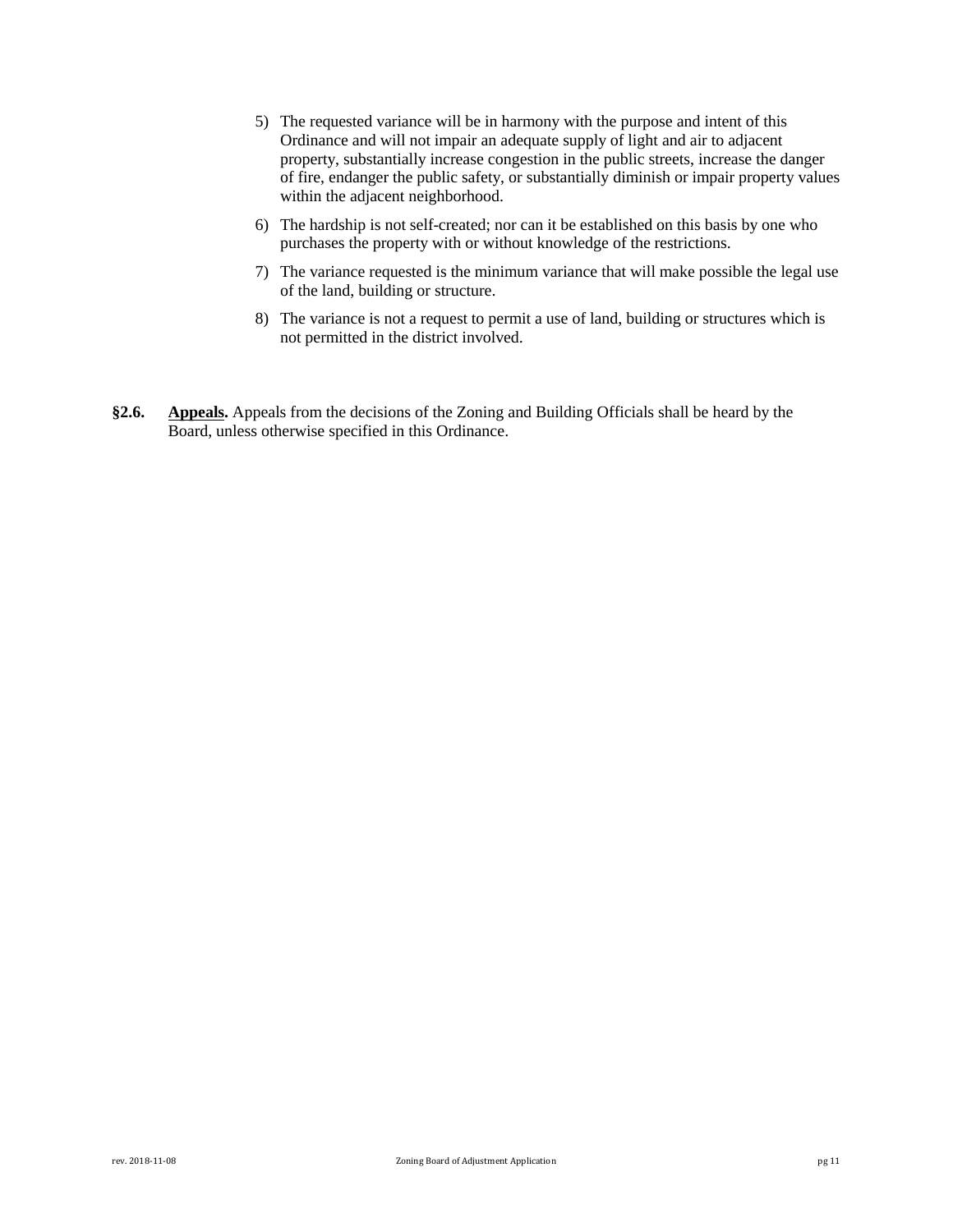5) The requested variance will be in harmony with the purpose and intent of this Ordinance and will not impair an adequate supply of light and air to adjacent property, substantially increase congestion in the public streets, increase the danger of fire, endanger the public safety, or substantially diminish or impair property values within the adjacent neighborhood.

6) The hardship is not self-created; nor can it be established on this basis by one who purchases the property with or without knowledge of the restrictions.

7) The variance requested is the minimum variance that will make possible the legal use of the land, building or structure.

8) The variance is not a request to permit a use of land, building or structures which is not permitted in the district involved.

**§2.6. Appeals.** Appeals from the decisions of the Zoning and Building Officials shall be heard by the Board, unless otherwise specified in this Ordinance.